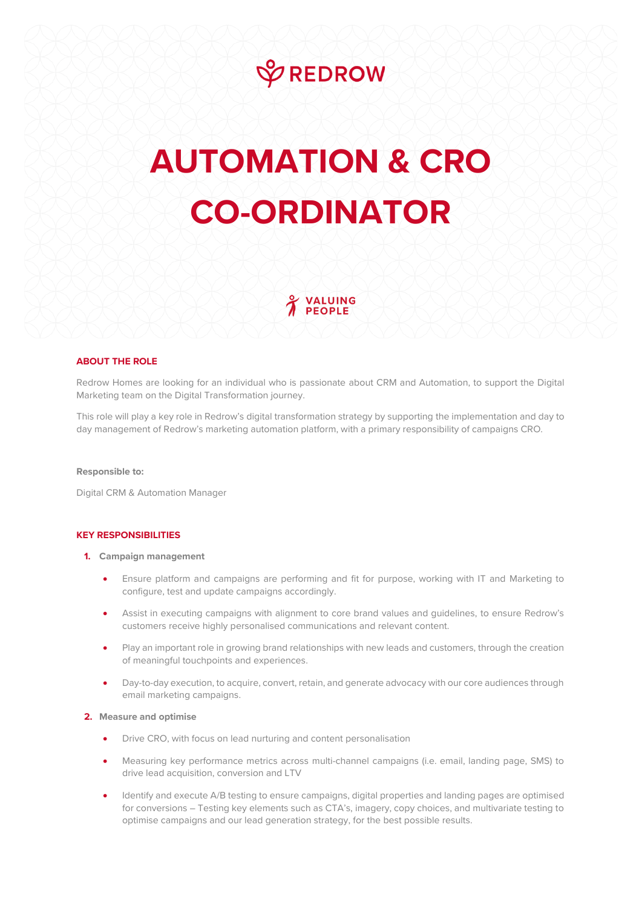REDROW

# AUTOMATION & CRO CO-ORDINATOR

VALUING PEOPLE

## ABOUT THE ROLE

Redrow Homes are looking for an individual who is passionate about CRM and Automation, to support the Digital Marketing team on the Digital Transformation journey.

This role will play a key role in Redrow's digital transformation strategy by supporting the implementation and day to day management of Redrow's marketing automation platform, with a primary responsibility of campaigns CRO.

**Responsible to:**

Digital CRM & Automation Manager

## KEY RESPONSIBILITIES

1. **Campaign management**
    - Ensure platform and campaigns are performing and fit for purpose, working with IT and Marketing to configure, test and update campaigns accordingly.
    - Assist in executing campaigns with alignment to core brand values and guidelines, to ensure Redrow's customers receive highly personalised communications and relevant content.
    - Play an important role in growing brand relationships with new leads and customers, through the creation of meaningful touchpoints and experiences.
    - Day-to-day execution, to acquire, convert, retain, and generate advocacy with our core audiences through email marketing campaigns.

2. **Measure and optimise**
    - Drive CRO, with focus on lead nurturing and content personalisation
    - Measuring key performance metrics across multi-channel campaigns (i.e. email, landing page, SMS) to drive lead acquisition, conversion and LTV
    - Identify and execute A/B testing to ensure campaigns, digital properties and landing pages are optimised for conversions – Testing key elements such as CTA's, imagery, copy choices, and multivariate testing to optimise campaigns and our lead generation strategy, for the best possible results.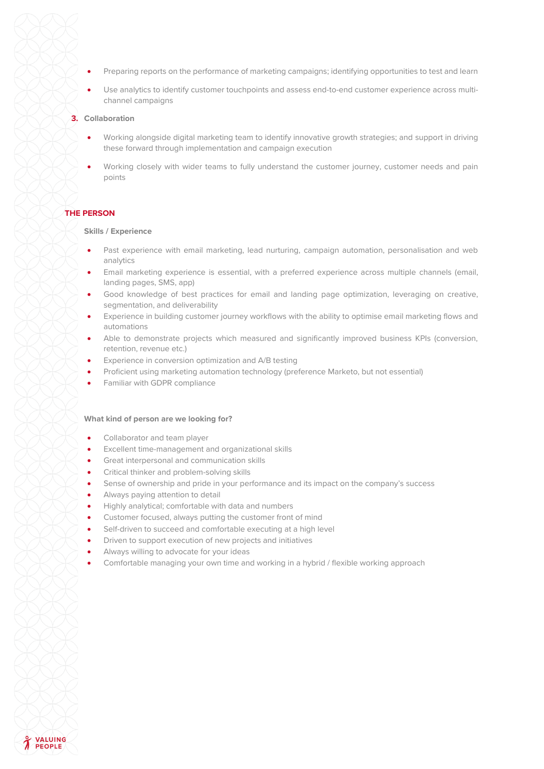- Preparing reports on the performance of marketing campaigns; identifying opportunities to test and learn
- Use analytics to identify customer touchpoints and assess end-to-end customer experience across multi-channel campaigns

**3. Collaboration**

- Working alongside digital marketing team to identify innovative growth strategies; and support in driving these forward through implementation and campaign execution
- Working closely with wider teams to fully understand the customer journey, customer needs and pain points

## THE PERSON

**Skills / Experience**

- Past experience with email marketing, lead nurturing, campaign automation, personalisation and web analytics
- Email marketing experience is essential, with a preferred experience across multiple channels (email, landing pages, SMS, app)
- Good knowledge of best practices for email and landing page optimization, leveraging on creative, segmentation, and deliverability
- Experience in building customer journey workflows with the ability to optimise email marketing flows and automations
- Able to demonstrate projects which measured and significantly improved business KPIs (conversion, retention, revenue etc.)
- Experience in conversion optimization and A/B testing
- Proficient using marketing automation technology (preference Marketo, but not essential)
- Familiar with GDPR compliance

**What kind of person are we looking for?**

- Collaborator and team player
- Excellent time-management and organizational skills
- Great interpersonal and communication skills
- Critical thinker and problem-solving skills
- Sense of ownership and pride in your performance and its impact on the company's success
- Always paying attention to detail
- Highly analytical; comfortable with data and numbers
- Customer focused, always putting the customer front of mind
- Self-driven to succeed and comfortable executing at a high level
- Driven to support execution of new projects and initiatives
- Always willing to advocate for your ideas
- Comfortable managing your own time and working in a hybrid / flexible working approach